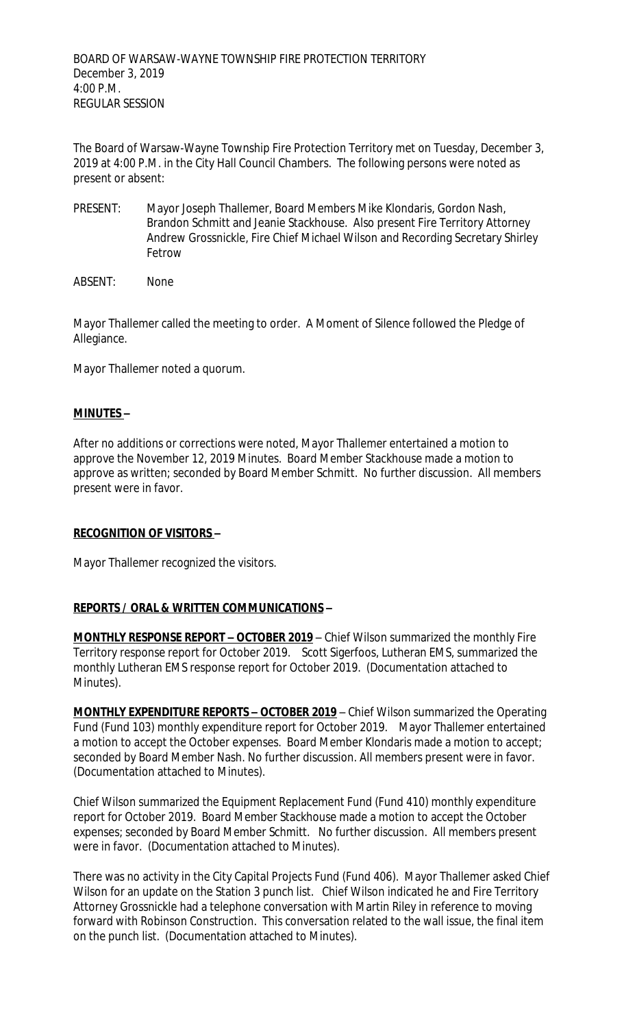BOARD OF WARSAW-WAYNE TOWNSHIP FIRE PROTECTION TERRITORY
December 3, 2019
4:00 P.M.
REGULAR SESSION

The Board of Warsaw-Wayne Township Fire Protection Territory met on Tuesday, December 3, 2019 at 4:00 P.M. in the City Hall Council Chambers. The following persons were noted as present or absent:

PRESENT: Mayor Joseph Thallemer, Board Members Mike Klondaris, Gordon Nash, Brandon Schmitt and Jeanie Stackhouse. Also present Fire Territory Attorney Andrew Grossnickle, Fire Chief Michael Wilson and Recording Secretary Shirley Fetrow

ABSENT: None

Mayor Thallemer called the meeting to order. A Moment of Silence followed the Pledge of Allegiance.

Mayor Thallemer noted a quorum.

**MINUTES –**

After no additions or corrections were noted, Mayor Thallemer entertained a motion to approve the November 12, 2019 Minutes. Board Member Stackhouse made a motion to approve as written; seconded by Board Member Schmitt. No further discussion. All members present were in favor.

**RECOGNITION OF VISITORS –**

Mayor Thallemer recognized the visitors.

**REPORTS / ORAL & WRITTEN COMMUNICATIONS –**

**MONTHLY RESPONSE REPORT – OCTOBER 2019** – Chief Wilson summarized the monthly Fire Territory response report for October 2019. Scott Sigerfoos, Lutheran EMS, summarized the monthly Lutheran EMS response report for October 2019. (Documentation attached to Minutes).

**MONTHLY EXPENDITURE REPORTS – OCTOBER 2019** – Chief Wilson summarized the Operating Fund (Fund 103) monthly expenditure report for October 2019. Mayor Thallemer entertained a motion to accept the October expenses. Board Member Klondaris made a motion to accept; seconded by Board Member Nash. No further discussion. All members present were in favor. (Documentation attached to Minutes).

Chief Wilson summarized the Equipment Replacement Fund (Fund 410) monthly expenditure report for October 2019. Board Member Stackhouse made a motion to accept the October expenses; seconded by Board Member Schmitt. No further discussion. All members present were in favor. (Documentation attached to Minutes).

There was no activity in the City Capital Projects Fund (Fund 406). Mayor Thallemer asked Chief Wilson for an update on the Station 3 punch list. Chief Wilson indicated he and Fire Territory Attorney Grossnickle had a telephone conversation with Martin Riley in reference to moving forward with Robinson Construction. This conversation related to the wall issue, the final item on the punch list. (Documentation attached to Minutes).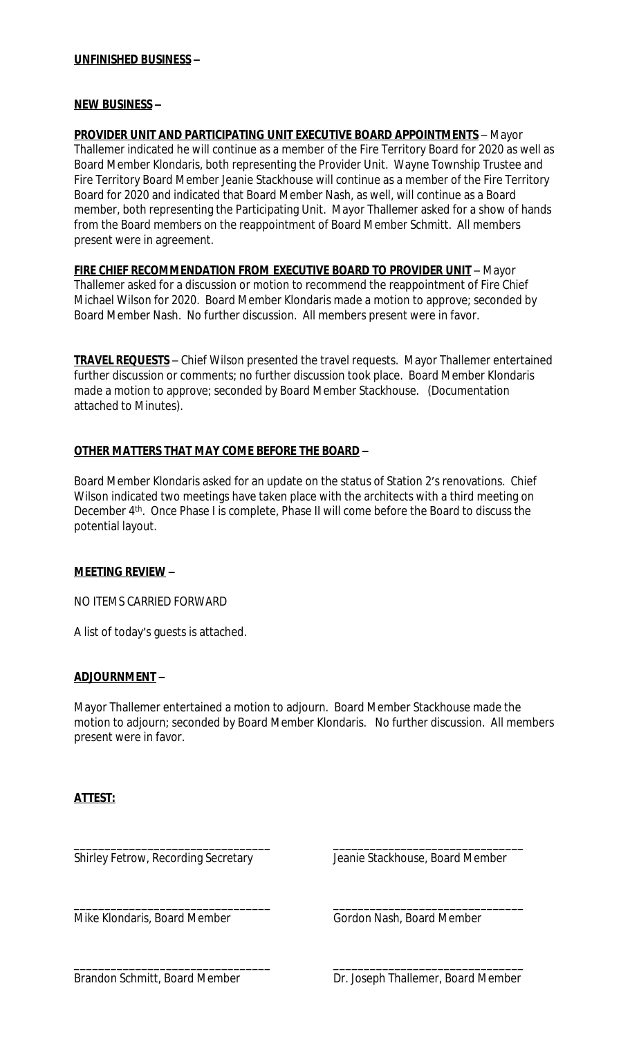**UNFINISHED BUSINESS –**

**NEW BUSINESS –**

**PROVIDER UNIT AND PARTICIPATING UNIT EXECUTIVE BOARD APPOINTMENTS** – Mayor Thallemer indicated he will continue as a member of the Fire Territory Board for 2020 as well as Board Member Klondaris, both representing the Provider Unit. Wayne Township Trustee and Fire Territory Board Member Jeanie Stackhouse will continue as a member of the Fire Territory Board for 2020 and indicated that Board Member Nash, as well, will continue as a Board member, both representing the Participating Unit. Mayor Thallemer asked for a show of hands from the Board members on the reappointment of Board Member Schmitt. All members present were in agreement.

**FIRE CHIEF RECOMMENDATION FROM EXECUTIVE BOARD TO PROVIDER UNIT** – Mayor Thallemer asked for a discussion or motion to recommend the reappointment of Fire Chief Michael Wilson for 2020. Board Member Klondaris made a motion to approve; seconded by Board Member Nash. No further discussion. All members present were in favor.

**TRAVEL REQUESTS** – Chief Wilson presented the travel requests. Mayor Thallemer entertained further discussion or comments; no further discussion took place. Board Member Klondaris made a motion to approve; seconded by Board Member Stackhouse. (Documentation attached to Minutes).

**OTHER MATTERS THAT MAY COME BEFORE THE BOARD –**

Board Member Klondaris asked for an update on the status of Station 2's renovations. Chief Wilson indicated two meetings have taken place with the architects with a third meeting on December 4th. Once Phase I is complete, Phase II will come before the Board to discuss the potential layout.

**MEETING REVIEW –**

NO ITEMS CARRIED FORWARD

A list of today's guests is attached.

**ADJOURNMENT –**

Mayor Thallemer entertained a motion to adjourn. Board Member Stackhouse made the motion to adjourn; seconded by Board Member Klondaris. No further discussion. All members present were in favor.

**ATTEST:**

| | |
|---|---|
| ______________________________ | ______________________________ |
| Shirley Fetrow, Recording Secretary | Jeanie Stackhouse, Board Member |
| ______________________________ | ______________________________ |
| Mike Klondaris, Board Member | Gordon Nash, Board Member |
| ______________________________ | ______________________________ |
| Brandon Schmitt, Board Member | Dr. Joseph Thallemer, Board Member |